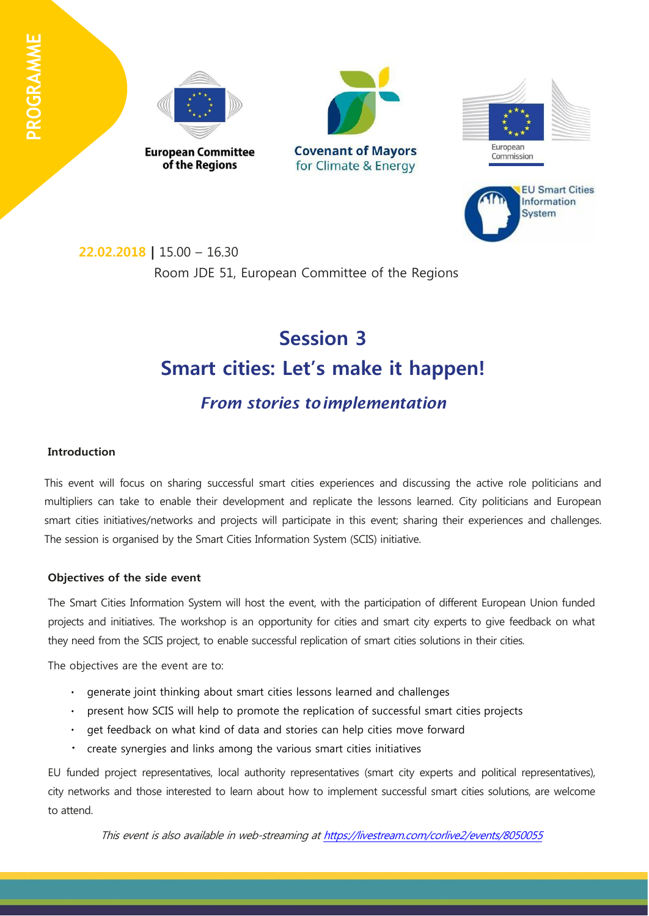PROGRAMME

European Committee of the Regions

Covenant of Mayors for Climate & Energy

European Commission

EU Smart Cities Information System

**22.02.2018** | 15.00 – 16.30

Room JDE 51, European Committee of the Regions

# Session 3
# Smart cities: Let's make it happen!

## *From stories to implementation*

**Introduction**

This event will focus on sharing successful smart cities experiences and discussing the active role politicians and multipliers can take to enable their development and replicate the lessons learned. City politicians and European smart cities initiatives/networks and projects will participate in this event; sharing their experiences and challenges. The session is organised by the Smart Cities Information System (SCIS) initiative.

**Objectives of the side event**

The Smart Cities Information System will host the event, with the participation of different European Union funded projects and initiatives. The workshop is an opportunity for cities and smart city experts to give feedback on what they need from the SCIS project, to enable successful replication of smart cities solutions in their cities.

The objectives are the event are to:

- generate joint thinking about smart cities lessons learned and challenges
- present how SCIS will help to promote the replication of successful smart cities projects
- get feedback on what kind of data and stories can help cities move forward
- create synergies and links among the various smart cities initiatives

EU funded project representatives, local authority representatives (smart city experts and political representatives), city networks and those interested to learn about how to implement successful smart cities solutions, are welcome to attend.

*This event is also available in web-streaming at [https://livestream.com/corlive2/events/8050055](https://livestream.com/corlive2/events/8050055)*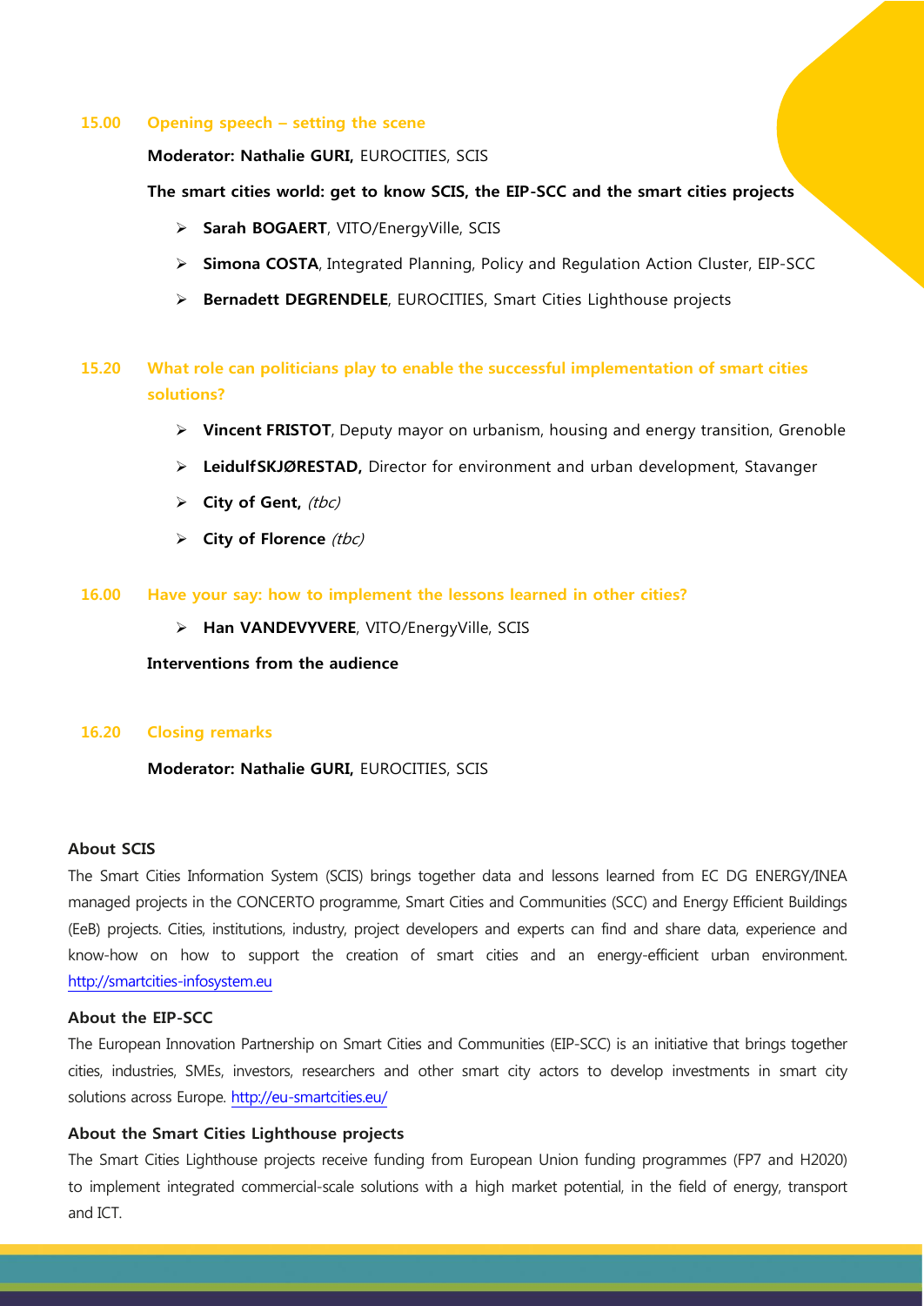**15.00 Opening speech – setting the scene**

**Moderator: Nathalie GURI,** EUROCITIES, SCIS

**The smart cities world: get to know SCIS, the EIP-SCC and the smart cities projects**

- **Sarah BOGAERT**, VITO/EnergyVille, SCIS
- **Simona COSTA**, Integrated Planning, Policy and Regulation Action Cluster, EIP-SCC
- **Bernadett DEGRENDELE**, EUROCITIES, Smart Cities Lighthouse projects

**15.20 What role can politicians play to enable the successful implementation of smart cities solutions?**

- **Vincent FRISTOT**, Deputy mayor on urbanism, housing and energy transition, Grenoble
- **LeidulfSKJØRESTAD,** Director for environment and urban development, Stavanger
- **City of Gent,** *(tbc)*
- **City of Florence** *(tbc)*

**16.00 Have your say: how to implement the lessons learned in other cities?**

- **Han VANDEVYVERE**, VITO/EnergyVille, SCIS

**Interventions from the audience**

**16.20 Closing remarks**

**Moderator: Nathalie GURI,** EUROCITIES, SCIS

### About SCIS

The Smart Cities Information System (SCIS) brings together data and lessons learned from EC DG ENERGY/INEA managed projects in the CONCERTO programme, Smart Cities and Communities (SCC) and Energy Efficient Buildings (EeB) projects. Cities, institutions, industry, project developers and experts can find and share data, experience and know-how on how to support the creation of smart cities and an energy-efficient urban environment. http://smartcities-infosystem.eu

### About the EIP-SCC

The European Innovation Partnership on Smart Cities and Communities (EIP-SCC) is an initiative that brings together cities, industries, SMEs, investors, researchers and other smart city actors to develop investments in smart city solutions across Europe. http://eu-smartcities.eu/

### About the Smart Cities Lighthouse projects

The Smart Cities Lighthouse projects receive funding from European Union funding programmes (FP7 and H2020) to implement integrated commercial-scale solutions with a high market potential, in the field of energy, transport and ICT.